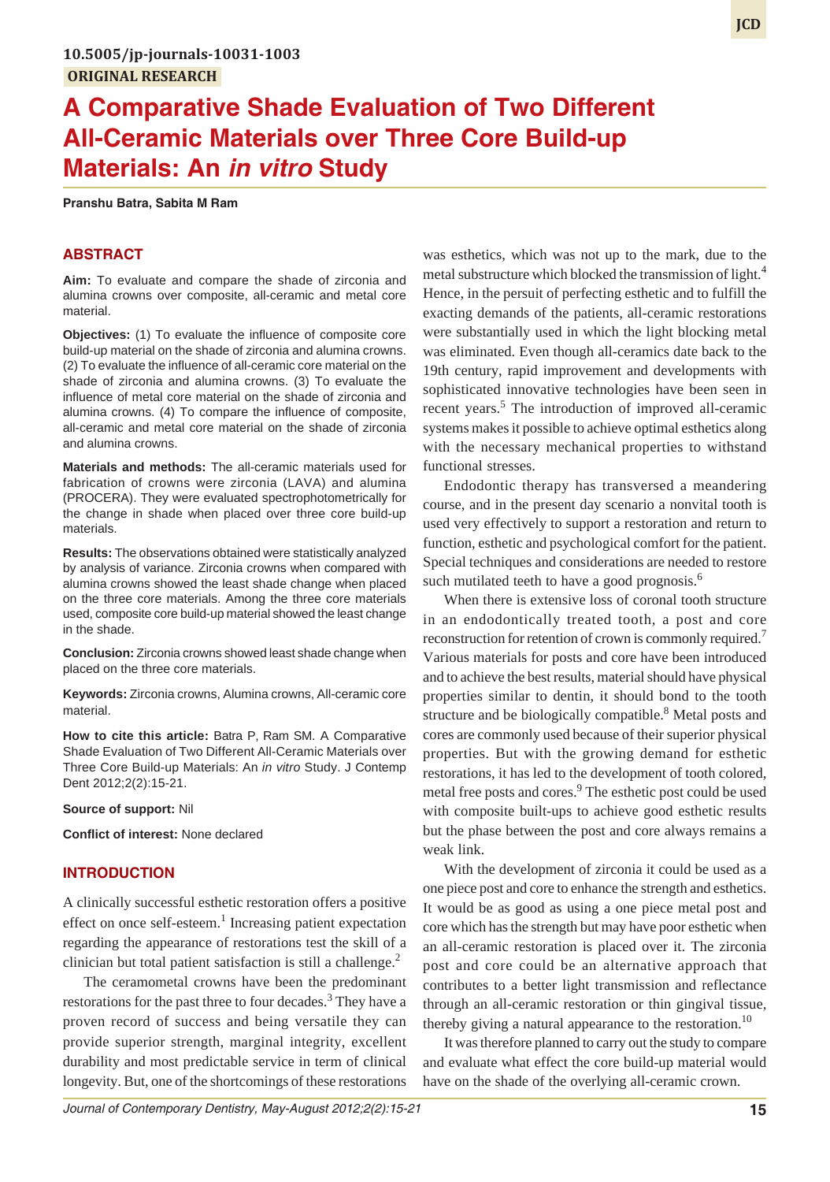10.5005/jp-journals-10031-1003

ORIGINAL RESEARCH

# A Comparative Shade Evaluation of Two Different All-Ceramic Materials over Three Core Build-up Materials: An *in vitro* Study

**Pranshu Batra, Sabita M Ram**

## ABSTRACT

**Aim:** To evaluate and compare the shade of zirconia and alumina crowns over composite, all-ceramic and metal core material.

**Objectives:** (1) To evaluate the influence of composite core build-up material on the shade of zirconia and alumina crowns. (2) To evaluate the influence of all-ceramic core material on the shade of zirconia and alumina crowns. (3) To evaluate the influence of metal core material on the shade of zirconia and alumina crowns. (4) To compare the influence of composite, all-ceramic and metal core material on the shade of zirconia and alumina crowns.

**Materials and methods:** The all-ceramic materials used for fabrication of crowns were zirconia (LAVA) and alumina (PROCERA). They were evaluated spectrophotometrically for the change in shade when placed over three core build-up materials.

**Results:** The observations obtained were statistically analyzed by analysis of variance. Zirconia crowns when compared with alumina crowns showed the least shade change when placed on the three core materials. Among the three core materials used, composite core build-up material showed the least change in the shade.

**Conclusion:** Zirconia crowns showed least shade change when placed on the three core materials.

**Keywords:** Zirconia crowns, Alumina crowns, All-ceramic core material.

**How to cite this article:** Batra P, Ram SM. A Comparative Shade Evaluation of Two Different All-Ceramic Materials over Three Core Build-up Materials: An *in vitro* Study. J Contemp Dent 2012;2(2):15-21.

**Source of support:** Nil

**Conflict of interest:** None declared

## INTRODUCTION

A clinically successful esthetic restoration offers a positive effect on once self-esteem.[1] Increasing patient expectation regarding the appearance of restorations test the skill of a clinician but total patient satisfaction is still a challenge.[2]

The ceramometal crowns have been the predominant restorations for the past three to four decades.[3] They have a proven record of success and being versatile they can provide superior strength, marginal integrity, excellent durability and most predictable service in term of clinical longevity. But, one of the shortcomings of these restorations was esthetics, which was not up to the mark, due to the metal substructure which blocked the transmission of light.[4] Hence, in the persuit of perfecting esthetic and to fulfill the exacting demands of the patients, all-ceramic restorations were substantially used in which the light blocking metal was eliminated. Even though all-ceramics date back to the 19th century, rapid improvement and developments with sophisticated innovative technologies have been seen in recent years.[5] The introduction of improved all-ceramic systems makes it possible to achieve optimal esthetics along with the necessary mechanical properties to withstand functional stresses.

Endodontic therapy has transversed a meandering course, and in the present day scenario a nonvital tooth is used very effectively to support a restoration and return to function, esthetic and psychological comfort for the patient. Special techniques and considerations are needed to restore such mutilated teeth to have a good prognosis.[6]

When there is extensive loss of coronal tooth structure in an endodontically treated tooth, a post and core reconstruction for retention of crown is commonly required.[7] Various materials for posts and core have been introduced and to achieve the best results, material should have physical properties similar to dentin, it should bond to the tooth structure and be biologically compatible.[8] Metal posts and cores are commonly used because of their superior physical properties. But with the growing demand for esthetic restorations, it has led to the development of tooth colored, metal free posts and cores.[9] The esthetic post could be used with composite built-ups to achieve good esthetic results but the phase between the post and core always remains a weak link.

With the development of zirconia it could be used as a one piece post and core to enhance the strength and esthetics. It would be as good as using a one piece metal post and core which has the strength but may have poor esthetic when an all-ceramic restoration is placed over it. The zirconia post and core could be an alternative approach that contributes to a better light transmission and reflectance through an all-ceramic restoration or thin gingival tissue, thereby giving a natural appearance to the restoration.[10]

It was therefore planned to carry out the study to compare and evaluate what effect the core build-up material would have on the shade of the overlying all-ceramic crown.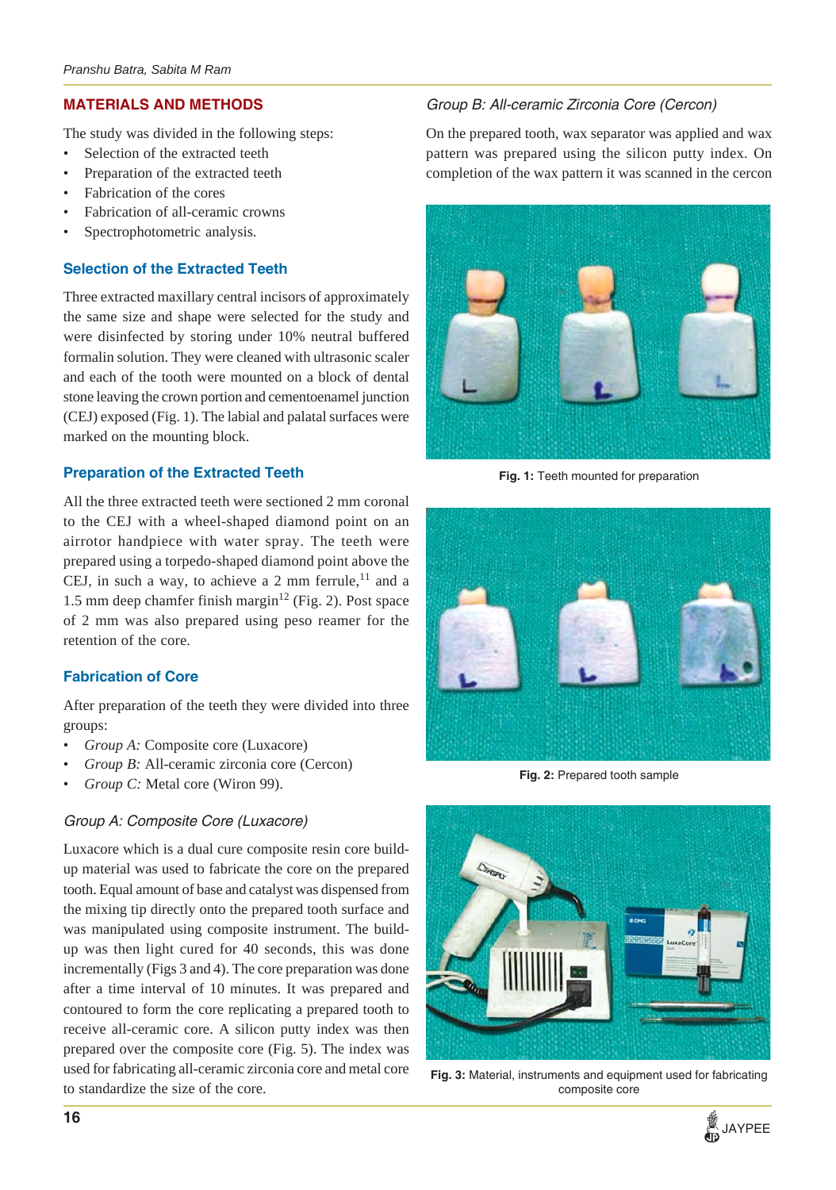## MATERIALS AND METHODS

The study was divided in the following steps:

- Selection of the extracted teeth
- Preparation of the extracted teeth
- Fabrication of the cores
- Fabrication of all-ceramic crowns
- Spectrophotometric analysis.

### Selection of the Extracted Teeth

Three extracted maxillary central incisors of approximately the same size and shape were selected for the study and were disinfected by storing under 10% neutral buffered formalin solution. They were cleaned with ultrasonic scaler and each of the tooth were mounted on a block of dental stone leaving the crown portion and cementoenamel junction (CEJ) exposed (Fig. 1). The labial and palatal surfaces were marked on the mounting block.

### Preparation of the Extracted Teeth

All the three extracted teeth were sectioned 2 mm coronal to the CEJ with a wheel-shaped diamond point on an airrotor handpiece with water spray. The teeth were prepared using a torpedo-shaped diamond point above the CEJ, in such a way, to achieve a 2 mm ferrule,[11] and a 1.5 mm deep chamfer finish margin[12] (Fig. 2). Post space of 2 mm was also prepared using peso reamer for the retention of the core.

### Fabrication of Core

After preparation of the teeth they were divided into three groups:

- *Group A:* Composite core (Luxacore)
- *Group B:* All-ceramic zirconia core (Cercon)
- *Group C:* Metal core (Wiron 99).

#### *Group A: Composite Core (Luxacore)*

Luxacore which is a dual cure composite resin core build-up material was used to fabricate the core on the prepared tooth. Equal amount of base and catalyst was dispensed from the mixing tip directly onto the prepared tooth surface and was manipulated using composite instrument. The build-up was then light cured for 40 seconds, this was done incrementally (Figs 3 and 4). The core preparation was done after a time interval of 10 minutes. It was prepared and contoured to form the core replicating a prepared tooth to receive all-ceramic core. A silicon putty index was then prepared over the composite core (Fig. 5). The index was used for fabricating all-ceramic zirconia core and metal core to standardize the size of the core.

#### *Group B: All-ceramic Zirconia Core (Cercon)*

On the prepared tooth, wax separator was applied and wax pattern was prepared using the silicon putty index. On completion of the wax pattern it was scanned in the cercon

**Fig. 1:** Teeth mounted for preparation

**Fig. 2:** Prepared tooth sample

**Fig. 3:** Material, instruments and equipment used for fabricating composite core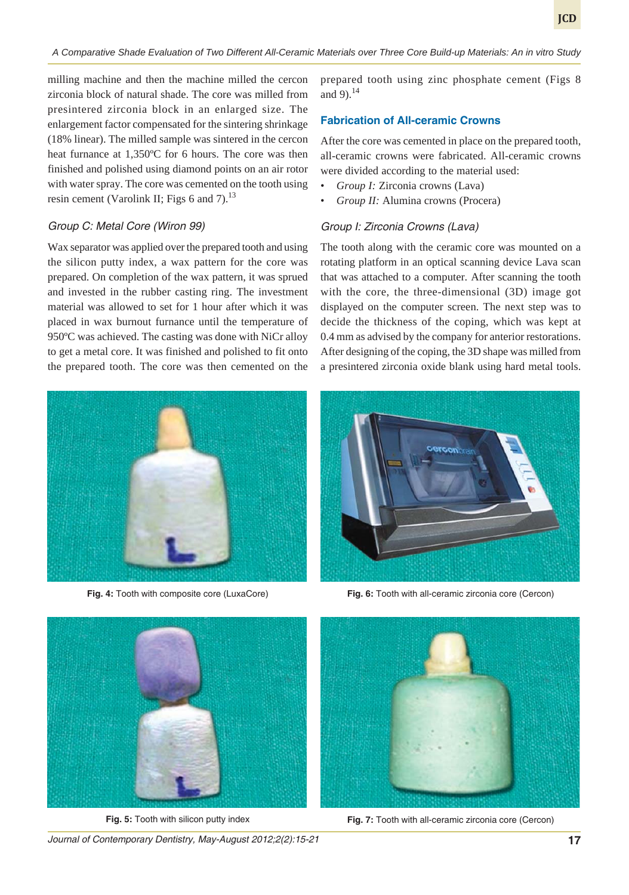milling machine and then the machine milled the cercon zirconia block of natural shade. The core was milled from presintered zirconia block in an enlarged size. The enlargement factor compensated for the sintering shrinkage (18% linear). The milled sample was sintered in the cercon heat furnance at 1,350ºC for 6 hours. The core was then finished and polished using diamond points on an air rotor with water spray. The core was cemented on the tooth using resin cement (Varolink II; Figs 6 and 7).[13]

### *Group C: Metal Core (Wiron 99)*

Wax separator was applied over the prepared tooth and using the silicon putty index, a wax pattern for the core was prepared. On completion of the wax pattern, it was sprued and invested in the rubber casting ring. The investment material was allowed to set for 1 hour after which it was placed in wax burnout furnace until the temperature of 950ºC was achieved. The casting was done with NiCr alloy to get a metal core. It was finished and polished to fit onto the prepared tooth. The core was then cemented on the prepared tooth using zinc phosphate cement (Figs 8 and 9).[14]

## Fabrication of All-ceramic Crowns

After the core was cemented in place on the prepared tooth, all-ceramic crowns were fabricated. All-ceramic crowns were divided according to the material used:

- *Group I:* Zirconia crowns (Lava)
- *Group II:* Alumina crowns (Procera)

### *Group I: Zirconia Crowns (Lava)*

The tooth along with the ceramic core was mounted on a rotating platform in an optical scanning device Lava scan that was attached to a computer. After scanning the tooth with the core, the three-dimensional (3D) image got displayed on the computer screen. The next step was to decide the thickness of the coping, which was kept at 0.4 mm as advised by the company for anterior restorations. After designing of the coping, the 3D shape was milled from a presintered zirconia oxide blank using hard metal tools.

**Fig. 4:** Tooth with composite core (LuxaCore)

**Fig. 6:** Tooth with all-ceramic zirconia core (Cercon)

**Fig. 5:** Tooth with silicon putty index

**Fig. 7:** Tooth with all-ceramic zirconia core (Cercon)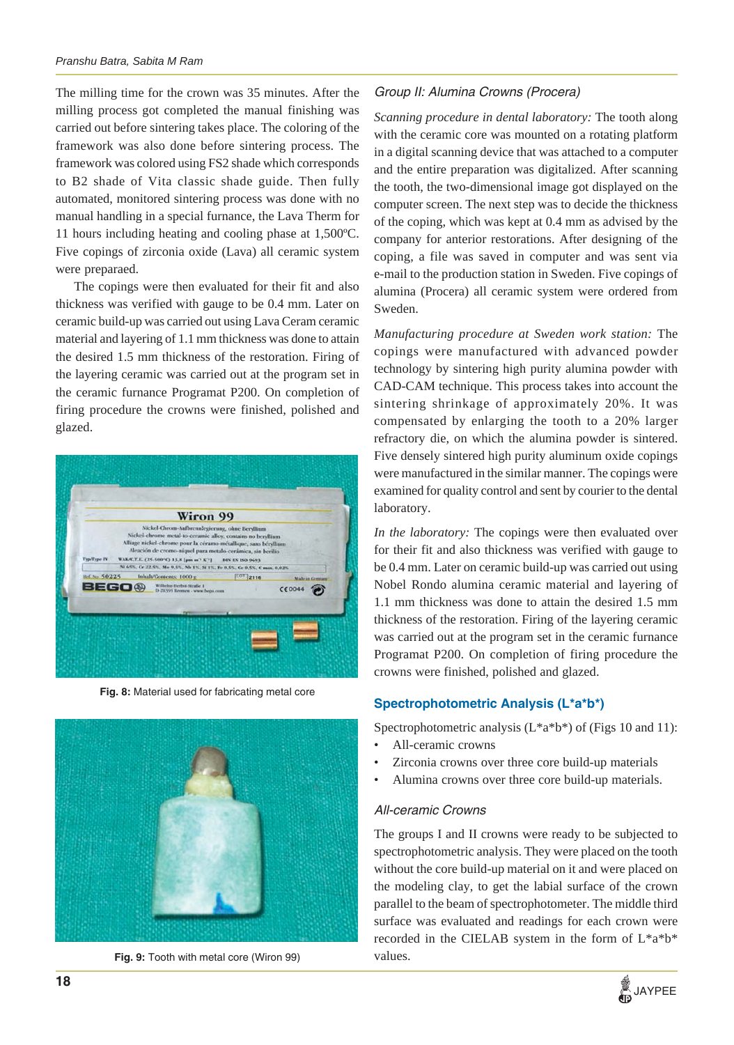The milling time for the crown was 35 minutes. After the milling process got completed the manual finishing was carried out before sintering takes place. The coloring of the framework was also done before sintering process. The framework was colored using FS2 shade which corresponds to B2 shade of Vita classic shade guide. Then fully automated, monitored sintering process was done with no manual handling in a special furnace, the Lava Therm for 11 hours including heating and cooling phase at 1,500ºC. Five copings of zirconia oxide (Lava) all ceramic system were preparaed.

The copings were then evaluated for their fit and also thickness was verified with gauge to be 0.4 mm. Later on ceramic build-up was carried out using Lava Ceram ceramic material and layering of 1.1 mm thickness was done to attain the desired 1.5 mm thickness of the restoration. Firing of the layering ceramic was carried out at the program set in the ceramic furnace Programat P200. On completion of firing procedure the crowns were finished, polished and glazed.

**Fig. 8:** Material used for fabricating metal core

**Fig. 9:** Tooth with metal core (Wiron 99)

### *Group II: Alumina Crowns (Procera)*

*Scanning procedure in dental laboratory:* The tooth along with the ceramic core was mounted on a rotating platform in a digital scanning device that was attached to a computer and the entire preparation was digitalized. After scanning the tooth, the two-dimensional image got displayed on the computer screen. The next step was to decide the thickness of the coping, which was kept at 0.4 mm as advised by the company for anterior restorations. After designing of the coping, a file was saved in computer and was sent via e-mail to the production station in Sweden. Five copings of alumina (Procera) all ceramic system were ordered from Sweden.

*Manufacturing procedure at Sweden work station:* The copings were manufactured with advanced powder technology by sintering high purity alumina powder with CAD-CAM technique. This process takes into account the sintering shrinkage of approximately 20%. It was compensated by enlarging the tooth to a 20% larger refractory die, on which the alumina powder is sintered. Five densely sintered high purity aluminum oxide copings were manufactured in the similar manner. The copings were examined for quality control and sent by courier to the dental laboratory.

*In the laboratory:* The copings were then evaluated over for their fit and also thickness was verified with gauge to be 0.4 mm. Later on ceramic build-up was carried out using Nobel Rondo alumina ceramic material and layering of 1.1 mm thickness was done to attain the desired 1.5 mm thickness of the restoration. Firing of the layering ceramic was carried out at the program set in the ceramic furnace Programat P200. On completion of firing procedure the crowns were finished, polished and glazed.

## Spectrophotometric Analysis (L*a*b*)

Spectrophotometric analysis (L*a*b*) of (Figs 10 and 11):

- All-ceramic crowns
- Zirconia crowns over three core build-up materials
- Alumina crowns over three core build-up materials.

### *All-ceramic Crowns*

The groups I and II crowns were ready to be subjected to spectrophotometric analysis. They were placed on the tooth without the core build-up material on it and were placed on the modeling clay, to get the labial surface of the crown parallel to the beam of spectrophotometer. The middle third surface was evaluated and readings for each crown were recorded in the CIELAB system in the form of L*a*b* values.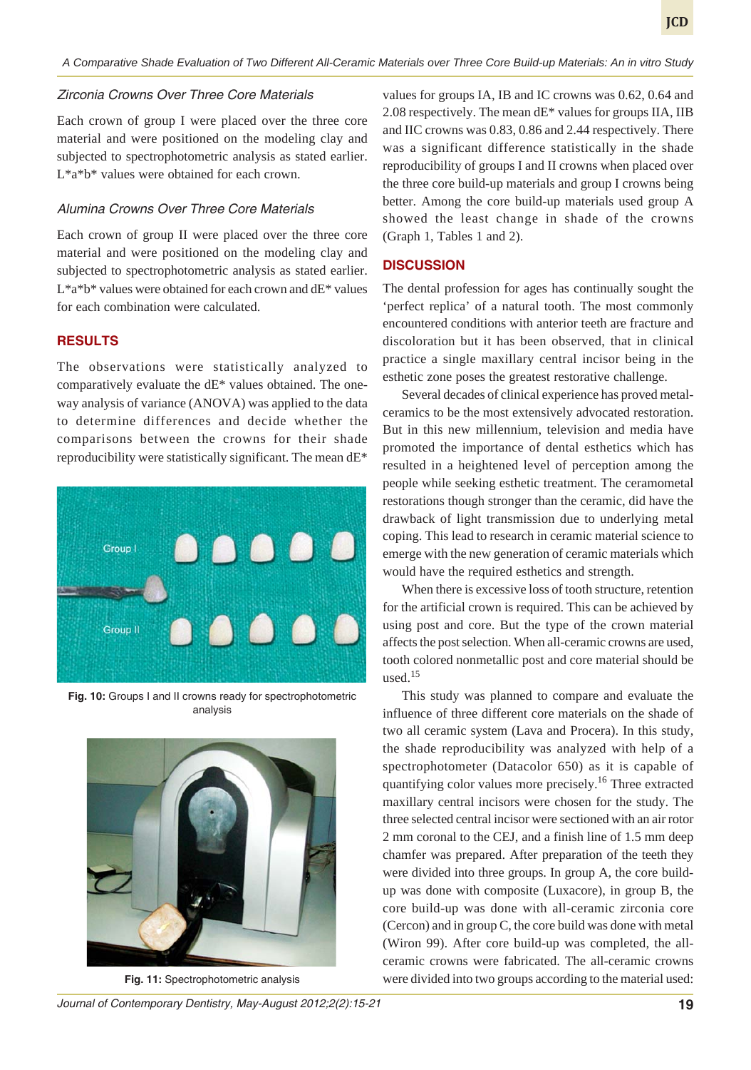### Zirconia Crowns Over Three Core Materials

Each crown of group I were placed over the three core material and were positioned on the modeling clay and subjected to spectrophotometric analysis as stated earlier. L*a*b* values were obtained for each crown.

### Alumina Crowns Over Three Core Materials

Each crown of group II were placed over the three core material and were positioned on the modeling clay and subjected to spectrophotometric analysis as stated earlier. L*a*b* values were obtained for each crown and dE* values for each combination were calculated.

## RESULTS

The observations were statistically analyzed to comparatively evaluate the dE* values obtained. The one-way analysis of variance (ANOVA) was applied to the data to determine differences and decide whether the comparisons between the crowns for their shade reproducibility were statistically significant. The mean dE* values for groups IA, IB and IC crowns was 0.62, 0.64 and 2.08 respectively. The mean dE* values for groups IIA, IIB and IIC crowns was 0.83, 0.86 and 2.44 respectively. There was a significant difference statistically in the shade reproducibility of groups I and II crowns when placed over the three core build-up materials and group I crowns being better. Among the core build-up materials used group A showed the least change in shade of the crowns (Graph 1, Tables 1 and 2).

**Fig. 10:** Groups I and II crowns ready for spectrophotometric analysis

**Fig. 11:** Spectrophotometric analysis

## DISCUSSION

The dental profession for ages has continually sought the 'perfect replica' of a natural tooth. The most commonly encountered conditions with anterior teeth are fracture and discoloration but it has been observed, that in clinical practice a single maxillary central incisor being in the esthetic zone poses the greatest restorative challenge.

Several decades of clinical experience has proved metal-ceramics to be the most extensively advocated restoration. But in this new millennium, television and media have promoted the importance of dental esthetics which has resulted in a heightened level of perception among the people while seeking esthetic treatment. The ceramometal restorations though stronger than the ceramic, did have the drawback of light transmission due to underlying metal coping. This lead to research in ceramic material science to emerge with the new generation of ceramic materials which would have the required esthetics and strength.

When there is excessive loss of tooth structure, retention for the artificial crown is required. This can be achieved by using post and core. But the type of the crown material affects the post selection. When all-ceramic crowns are used, tooth colored nonmetallic post and core material should be used.[15]

This study was planned to compare and evaluate the influence of three different core materials on the shade of two all ceramic system (Lava and Procera). In this study, the shade reproducibility was analyzed with help of a spectrophotometer (Datacolor 650) as it is capable of quantifying color values more precisely.[16] Three extracted maxillary central incisors were chosen for the study. The three selected central incisor were sectioned with an air rotor 2 mm coronal to the CEJ, and a finish line of 1.5 mm deep chamfer was prepared. After preparation of the teeth they were divided into three groups. In group A, the core build-up was done with composite (Luxacore), in group B, the core build-up was done with all-ceramic zirconia core (Cercon) and in group C, the core build was done with metal (Wiron 99). After core build-up was completed, the all-ceramic crowns were fabricated. The all-ceramic crowns were divided into two groups according to the material used: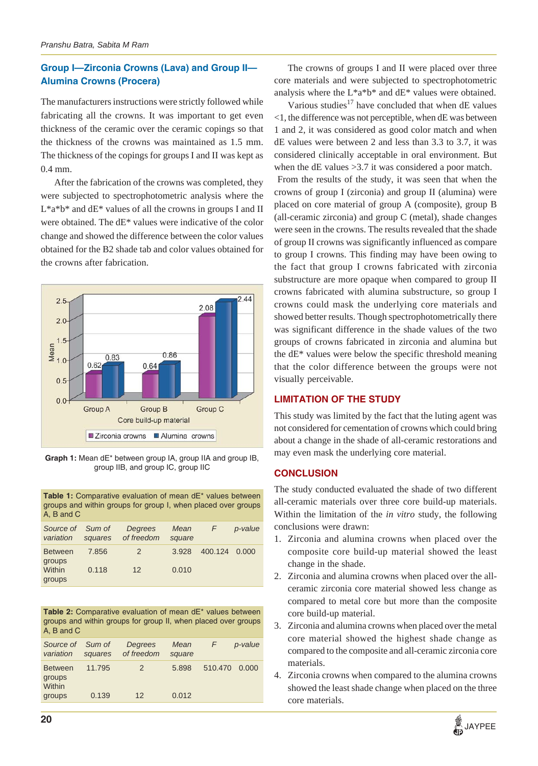### Group I—Zirconia Crowns (Lava) and Group II—Alumina Crowns (Procera)

The manufacturers instructions were strictly followed while fabricating all the crowns. It was important to get even thickness of the ceramic over the ceramic copings so that the thickness of the crowns was maintained as 1.5 mm. The thickness of the copings for groups I and II was kept as 0.4 mm.

After the fabrication of the crowns was completed, they were subjected to spectrophotometric analysis where the L*a*b* and dE* values of all the crowns in groups I and II were obtained. The dE* values were indicative of the color change and showed the difference between the color values obtained for the B2 shade tab and color values obtained for the crowns after fabrication.

**Graph 1:** Mean dE* between group IA, group IIA and group IB, group IIB, and group IC, group IIC

**Table 1:** Comparative evaluation of mean dE* values between groups and within groups for group I, when placed over groups A, B and C

| *Source of variation* | *Sum of squares* | *Degrees of freedom* | *Mean square* | *F* | *p-value* |
|---|---|---|---|---|---|
| Between groups | 7.856 | 2 | 3.928 | 400.124 | 0.000 |
| Within groups | 0.118 | 12 | 0.010 | | |

**Table 2:** Comparative evaluation of mean dE* values between groups and within groups for group II, when placed over groups A, B and C

| *Source of variation* | *Sum of squares* | *Degrees of freedom* | *Mean square* | *F* | *p-value* |
|---|---|---|---|---|---|
| Between groups | 11.795 | 2 | 5.898 | 510.470 | 0.000 |
| Within groups | 0.139 | 12 | 0.012 | | |

The crowns of groups I and II were placed over three core materials and were subjected to spectrophotometric analysis where the L*a*b* and dE* values were obtained.

Various studies[17] have concluded that when dE values <1, the difference was not perceptible, when dE was between 1 and 2, it was considered as good color match and when dE values were between 2 and less than 3.3 to 3.7, it was considered clinically acceptable in oral environment. But when the dE values >3.7 it was considered a poor match.

From the results of the study, it was seen that when the crowns of group I (zirconia) and group II (alumina) were placed on core material of group A (composite), group B (all-ceramic zirconia) and group C (metal), shade changes were seen in the crowns. The results revealed that the shade of group II crowns was significantly influenced as compare to group I crowns. This finding may have been owing to the fact that group I crowns fabricated with zirconia substructure are more opaque when compared to group II crowns fabricated with alumina substructure, so group I crowns could mask the underlying core materials and showed better results. Though spectrophotometrically there was significant difference in the shade values of the two groups of crowns fabricated in zirconia and alumina but the dE* values were below the specific threshold meaning that the color difference between the groups were not visually perceivable.

## LIMITATION OF THE STUDY

This study was limited by the fact that the luting agent was not considered for cementation of crowns which could bring about a change in the shade of all-ceramic restorations and may even mask the underlying core material.

## CONCLUSION

The study conducted evaluated the shade of two different all-ceramic materials over three core build-up materials. Within the limitation of the *in vitro* study, the following conclusions were drawn:

1. Zirconia and alumina crowns when placed over the composite core build-up material showed the least change in the shade.
2. Zirconia and alumina crowns when placed over the all-ceramic zirconia core material showed less change as compared to metal core but more than the composite core build-up material.
3. Zirconia and alumina crowns when placed over the metal core material showed the highest shade change as compared to the composite and all-ceramic zirconia core materials.
4. Zirconia crowns when compared to the alumina crowns showed the least shade change when placed on the three core materials.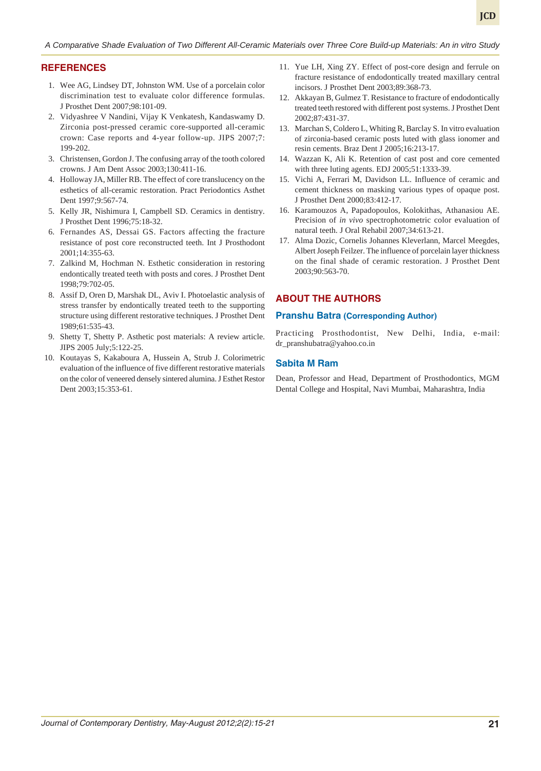## REFERENCES

1. Wee AG, Lindsey DT, Johnston WM. Use of a porcelain color discrimination test to evaluate color difference formulas. J Prosthet Dent 2007;98:101-09.
2. Vidyashree V Nandini, Vijay K Venkatesh, Kandaswamy D. Zirconia post-pressed ceramic core-supported all-ceramic crown: Case reports and 4-year follow-up. JIPS 2007;7: 199-202.
3. Christensen, Gordon J. The confusing array of the tooth colored crowns. J Am Dent Assoc 2003;130:411-16.
4. Holloway JA, Miller RB. The effect of core translucency on the esthetics of all-ceramic restoration. Pract Periodontics Asthet Dent 1997;9:567-74.
5. Kelly JR, Nishimura I, Campbell SD. Ceramics in dentistry. J Prosthet Dent 1996;75:18-32.
6. Fernandes AS, Dessai GS. Factors affecting the fracture resistance of post core reconstructed teeth. Int J Prosthodont 2001;14:355-63.
7. Zalkind M, Hochman N. Esthetic consideration in restoring endontically treated teeth with posts and cores. J Prosthet Dent 1998;79:702-05.
8. Assif D, Oren D, Marshak DL, Aviv I. Photoelastic analysis of stress transfer by endontically treated teeth to the supporting structure using different restorative techniques. J Prosthet Dent 1989;61:535-43.
9. Shetty T, Shetty P. Asthetic post materials: A review article. JIPS 2005 July;5:122-25.
10. Koutayas S, Kakaboura A, Hussein A, Strub J. Colorimetric evaluation of the influence of five different restorative materials on the color of veneered densely sintered alumina. J Esthet Restor Dent 2003;15:353-61.
11. Yue LH, Xing ZY. Effect of post-core design and ferrule on fracture resistance of endodontically treated maxillary central incisors. J Prosthet Dent 2003;89:368-73.
12. Akkayan B, Gulmez T. Resistance to fracture of endodontically treated teeth restored with different post systems. J Prosthet Dent 2002;87:431-37.
13. Marchan S, Coldero L, Whiting R, Barclay S. In vitro evaluation of zirconia-based ceramic posts luted with glass ionomer and resin cements. Braz Dent J 2005;16:213-17.
14. Wazzan K, Ali K. Retention of cast post and core cemented with three luting agents. EDJ 2005;51:1333-39.
15. Vichi A, Ferrari M, Davidson LL. Influence of ceramic and cement thickness on masking various types of opaque post. J Prosthet Dent 2000;83:412-17.
16. Karamouzos A, Papadopoulos, Kolokithas, Athanasiou AE. Precision of *in vivo* spectrophotometric color evaluation of natural teeth. J Oral Rehabil 2007;34:613-21.
17. Alma Dozic, Cornelis Johannes Kleverlann, Marcel Meegdes, Albert Joseph Feilzer. The influence of porcelain layer thickness on the final shade of ceramic restoration. J Prosthet Dent 2003;90:563-70.

## ABOUT THE AUTHORS

### Pranshu Batra (Corresponding Author)

Practicing Prosthodontist, New Delhi, India, e-mail: dr_pranshubatra@yahoo.co.in

### Sabita M Ram

Dean, Professor and Head, Department of Prosthodontics, MGM Dental College and Hospital, Navi Mumbai, Maharashtra, India